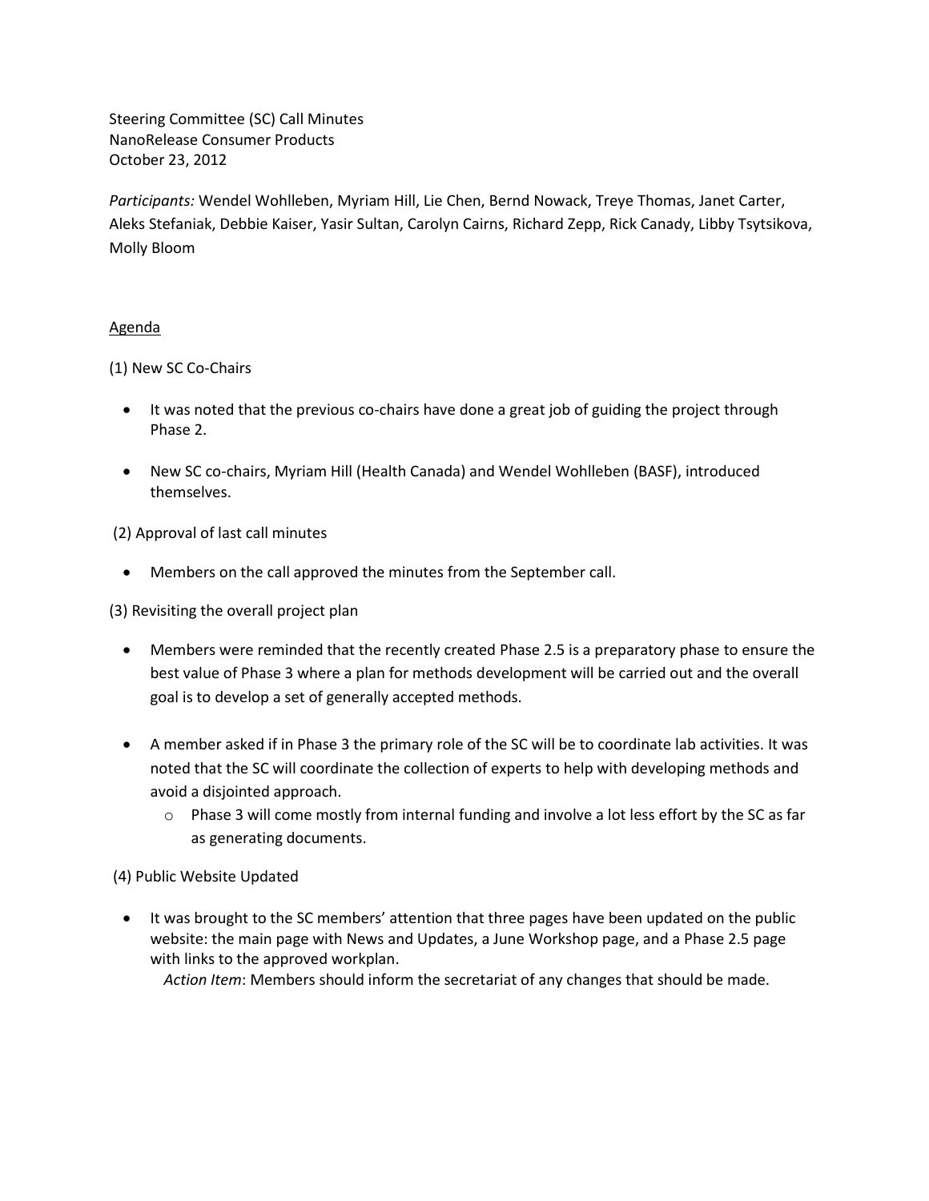Steering Committee (SC) Call Minutes
NanoRelease Consumer Products
October 23, 2012

*Participants:* Wendel Wohlleben, Myriam Hill, Lie Chen, Bernd Nowack, Treye Thomas, Janet Carter, Aleks Stefaniak, Debbie Kaiser, Yasir Sultan, Carolyn Cairns, Richard Zepp, Rick Canady, Libby Tsytsikova, Molly Bloom

<u>Agenda</u>

(1) New SC Co-Chairs

- It was noted that the previous co-chairs have done a great job of guiding the project through Phase 2.
- New SC co-chairs, Myriam Hill (Health Canada) and Wendel Wohlleben (BASF), introduced themselves.

(2) Approval of last call minutes

- Members on the call approved the minutes from the September call.

(3) Revisiting the overall project plan

- Members were reminded that the recently created Phase 2.5 is a preparatory phase to ensure the best value of Phase 3 where a plan for methods development will be carried out and the overall goal is to develop a set of generally accepted methods.
- A member asked if in Phase 3 the primary role of the SC will be to coordinate lab activities. It was noted that the SC will coordinate the collection of experts to help with developing methods and avoid a disjointed approach.
  - Phase 3 will come mostly from internal funding and involve a lot less effort by the SC as far as generating documents.

(4) Public Website Updated

- It was brought to the SC members' attention that three pages have been updated on the public website: the main page with News and Updates, a June Workshop page, and a Phase 2.5 page with links to the approved workplan.
  *Action Item*: Members should inform the secretariat of any changes that should be made.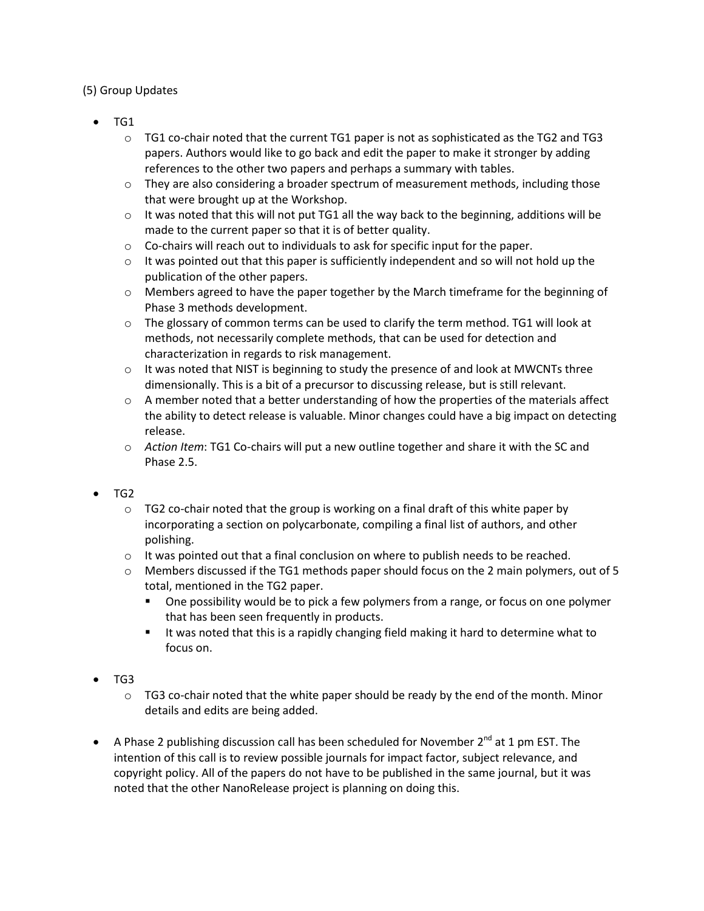(5) Group Updates

- TG1
  - TG1 co-chair noted that the current TG1 paper is not as sophisticated as the TG2 and TG3 papers. Authors would like to go back and edit the paper to make it stronger by adding references to the other two papers and perhaps a summary with tables.
  - They are also considering a broader spectrum of measurement methods, including those that were brought up at the Workshop.
  - It was noted that this will not put TG1 all the way back to the beginning, additions will be made to the current paper so that it is of better quality.
  - Co-chairs will reach out to individuals to ask for specific input for the paper.
  - It was pointed out that this paper is sufficiently independent and so will not hold up the publication of the other papers.
  - Members agreed to have the paper together by the March timeframe for the beginning of Phase 3 methods development.
  - The glossary of common terms can be used to clarify the term method. TG1 will look at methods, not necessarily complete methods, that can be used for detection and characterization in regards to risk management.
  - It was noted that NIST is beginning to study the presence of and look at MWCNTs three dimensionally. This is a bit of a precursor to discussing release, but is still relevant.
  - A member noted that a better understanding of how the properties of the materials affect the ability to detect release is valuable. Minor changes could have a big impact on detecting release.
  - *Action Item*: TG1 Co-chairs will put a new outline together and share it with the SC and Phase 2.5.

- TG2
  - TG2 co-chair noted that the group is working on a final draft of this white paper by incorporating a section on polycarbonate, compiling a final list of authors, and other polishing.
  - It was pointed out that a final conclusion on where to publish needs to be reached.
  - Members discussed if the TG1 methods paper should focus on the 2 main polymers, out of 5 total, mentioned in the TG2 paper.
    - One possibility would be to pick a few polymers from a range, or focus on one polymer that has been seen frequently in products.
    - It was noted that this is a rapidly changing field making it hard to determine what to focus on.

- TG3
  - TG3 co-chair noted that the white paper should be ready by the end of the month. Minor details and edits are being added.

- A Phase 2 publishing discussion call has been scheduled for November 2nd at 1 pm EST. The intention of this call is to review possible journals for impact factor, subject relevance, and copyright policy. All of the papers do not have to be published in the same journal, but it was noted that the other NanoRelease project is planning on doing this.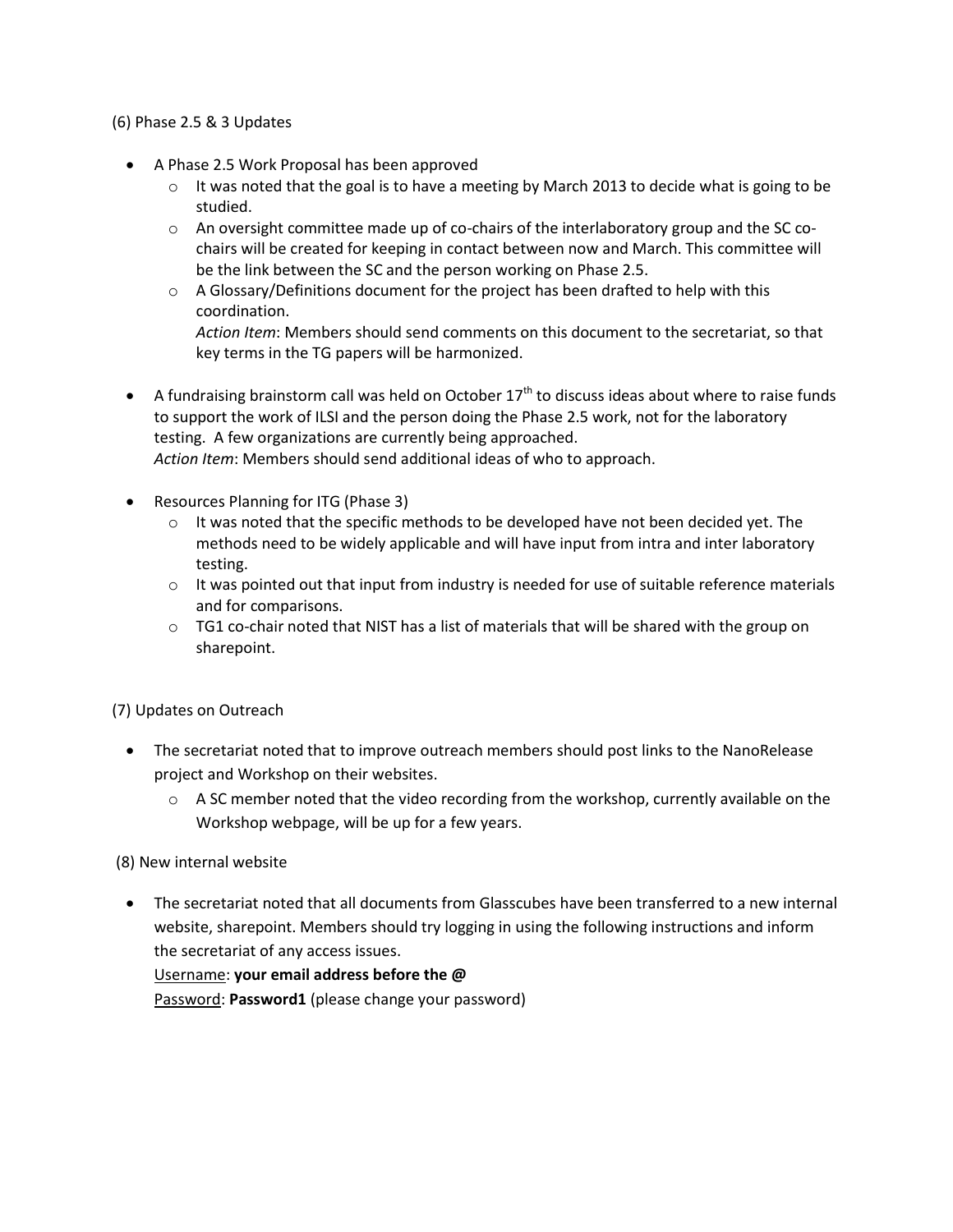(6) Phase 2.5 & 3 Updates

- A Phase 2.5 Work Proposal has been approved
  - It was noted that the goal is to have a meeting by March 2013 to decide what is going to be studied.
  - An oversight committee made up of co-chairs of the interlaboratory group and the SC co-chairs will be created for keeping in contact between now and March. This committee will be the link between the SC and the person working on Phase 2.5.
  - A Glossary/Definitions document for the project has been drafted to help with this coordination.
    *Action Item*: Members should send comments on this document to the secretariat, so that key terms in the TG papers will be harmonized.

- A fundraising brainstorm call was held on October 17th to discuss ideas about where to raise funds to support the work of ILSI and the person doing the Phase 2.5 work, not for the laboratory testing. A few organizations are currently being approached.
  *Action Item*: Members should send additional ideas of who to approach.

- Resources Planning for ITG (Phase 3)
  - It was noted that the specific methods to be developed have not been decided yet. The methods need to be widely applicable and will have input from intra and inter laboratory testing.
  - It was pointed out that input from industry is needed for use of suitable reference materials and for comparisons.
  - TG1 co-chair noted that NIST has a list of materials that will be shared with the group on sharepoint.

(7) Updates on Outreach

- The secretariat noted that to improve outreach members should post links to the NanoRelease project and Workshop on their websites.
  - A SC member noted that the video recording from the workshop, currently available on the Workshop webpage, will be up for a few years.

(8) New internal website

- The secretariat noted that all documents from Glasscubes have been transferred to a new internal website, sharepoint. Members should try logging in using the following instructions and inform the secretariat of any access issues.

  Username: **your email address before the @**

  Password: **Password1** (please change your password)